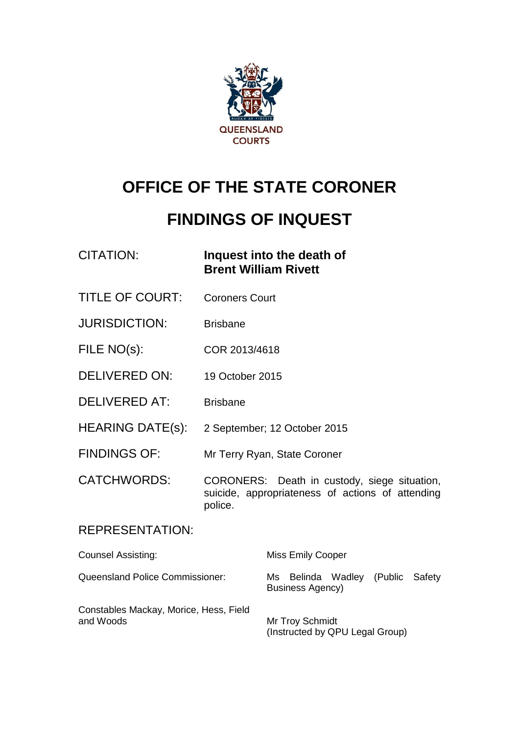QUEENSLAND COURTS

# OFFICE OF THE STATE CORONER

# FINDINGS OF INQUEST

| | |
|---|---|
| CITATION: | **Inquest into the death of Brent William Rivett** |
| TITLE OF COURT: | Coroners Court |
| JURISDICTION: | Brisbane |
| FILE NO(s): | COR 2013/4618 |
| DELIVERED ON: | 19 October 2015 |
| DELIVERED AT: | Brisbane |
| HEARING DATE(s): | 2 September; 12 October 2015 |
| FINDINGS OF: | Mr Terry Ryan, State Coroner |
| CATCHWORDS: | CORONERS: Death in custody, siege situation, suicide, appropriateness of actions of attending police. |

REPRESENTATION:

| | |
|---|---|
| Counsel Assisting: | Miss Emily Cooper |
| Queensland Police Commissioner: | Ms Belinda Wadley (Public Safety Business Agency) |
| Constables Mackay, Morice, Hess, Field and Woods | Mr Troy Schmidt (Instructed by QPU Legal Group) |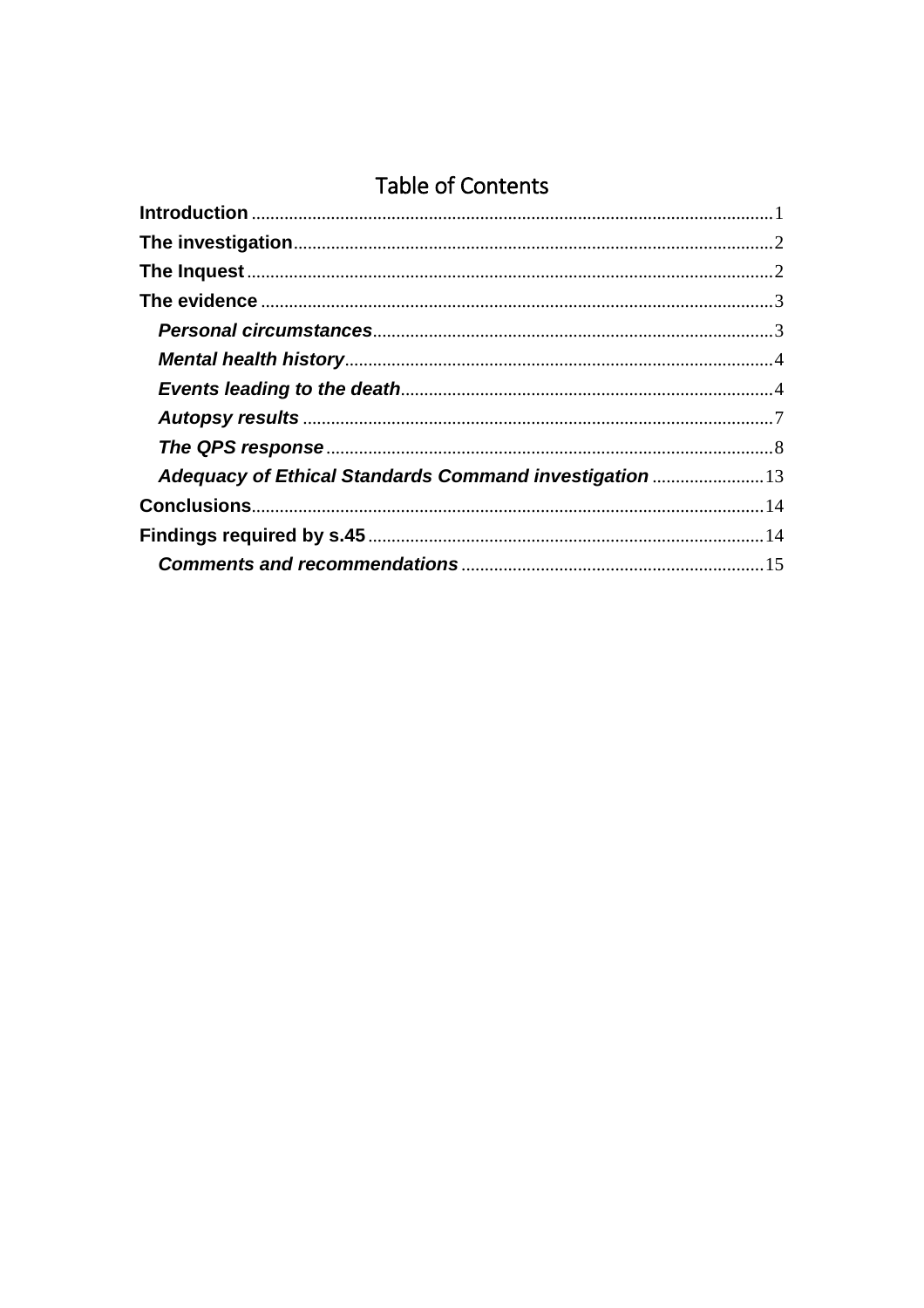# Table of Contents

**Introduction** ... 1
**The investigation** ... 2
**The Inquest** ... 2
**The evidence** ... 3
&nbsp;&nbsp;&nbsp;&nbsp;***Personal circumstances*** ... 3
&nbsp;&nbsp;&nbsp;&nbsp;***Mental health history*** ... 4
&nbsp;&nbsp;&nbsp;&nbsp;***Events leading to the death*** ... 4
&nbsp;&nbsp;&nbsp;&nbsp;***Autopsy results*** ... 7
&nbsp;&nbsp;&nbsp;&nbsp;***The QPS response*** ... 8
&nbsp;&nbsp;&nbsp;&nbsp;***Adequacy of Ethical Standards Command investigation*** ... 13
**Conclusions** ... 14
**Findings required by s.45** ... 14
&nbsp;&nbsp;&nbsp;&nbsp;***Comments and recommendations*** ... 15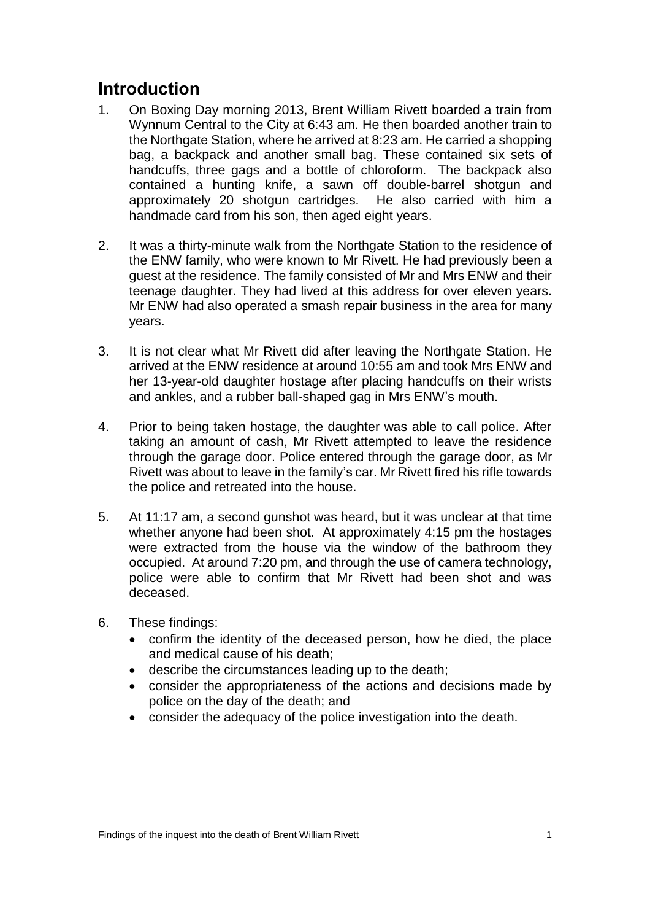## Introduction

1. On Boxing Day morning 2013, Brent William Rivett boarded a train from Wynnum Central to the City at 6:43 am. He then boarded another train to the Northgate Station, where he arrived at 8:23 am. He carried a shopping bag, a backpack and another small bag. These contained six sets of handcuffs, three gags and a bottle of chloroform. The backpack also contained a hunting knife, a sawn off double-barrel shotgun and approximately 20 shotgun cartridges. He also carried with him a handmade card from his son, then aged eight years.

2. It was a thirty-minute walk from the Northgate Station to the residence of the ENW family, who were known to Mr Rivett. He had previously been a guest at the residence. The family consisted of Mr and Mrs ENW and their teenage daughter. They had lived at this address for over eleven years. Mr ENW had also operated a smash repair business in the area for many years.

3. It is not clear what Mr Rivett did after leaving the Northgate Station. He arrived at the ENW residence at around 10:55 am and took Mrs ENW and her 13-year-old daughter hostage after placing handcuffs on their wrists and ankles, and a rubber ball-shaped gag in Mrs ENW's mouth.

4. Prior to being taken hostage, the daughter was able to call police. After taking an amount of cash, Mr Rivett attempted to leave the residence through the garage door. Police entered through the garage door, as Mr Rivett was about to leave in the family's car. Mr Rivett fired his rifle towards the police and retreated into the house.

5. At 11:17 am, a second gunshot was heard, but it was unclear at that time whether anyone had been shot. At approximately 4:15 pm the hostages were extracted from the house via the window of the bathroom they occupied. At around 7:20 pm, and through the use of camera technology, police were able to confirm that Mr Rivett had been shot and was deceased.

6. These findings:
   - confirm the identity of the deceased person, how he died, the place and medical cause of his death;
   - describe the circumstances leading up to the death;
   - consider the appropriateness of the actions and decisions made by police on the day of the death; and
   - consider the adequacy of the police investigation into the death.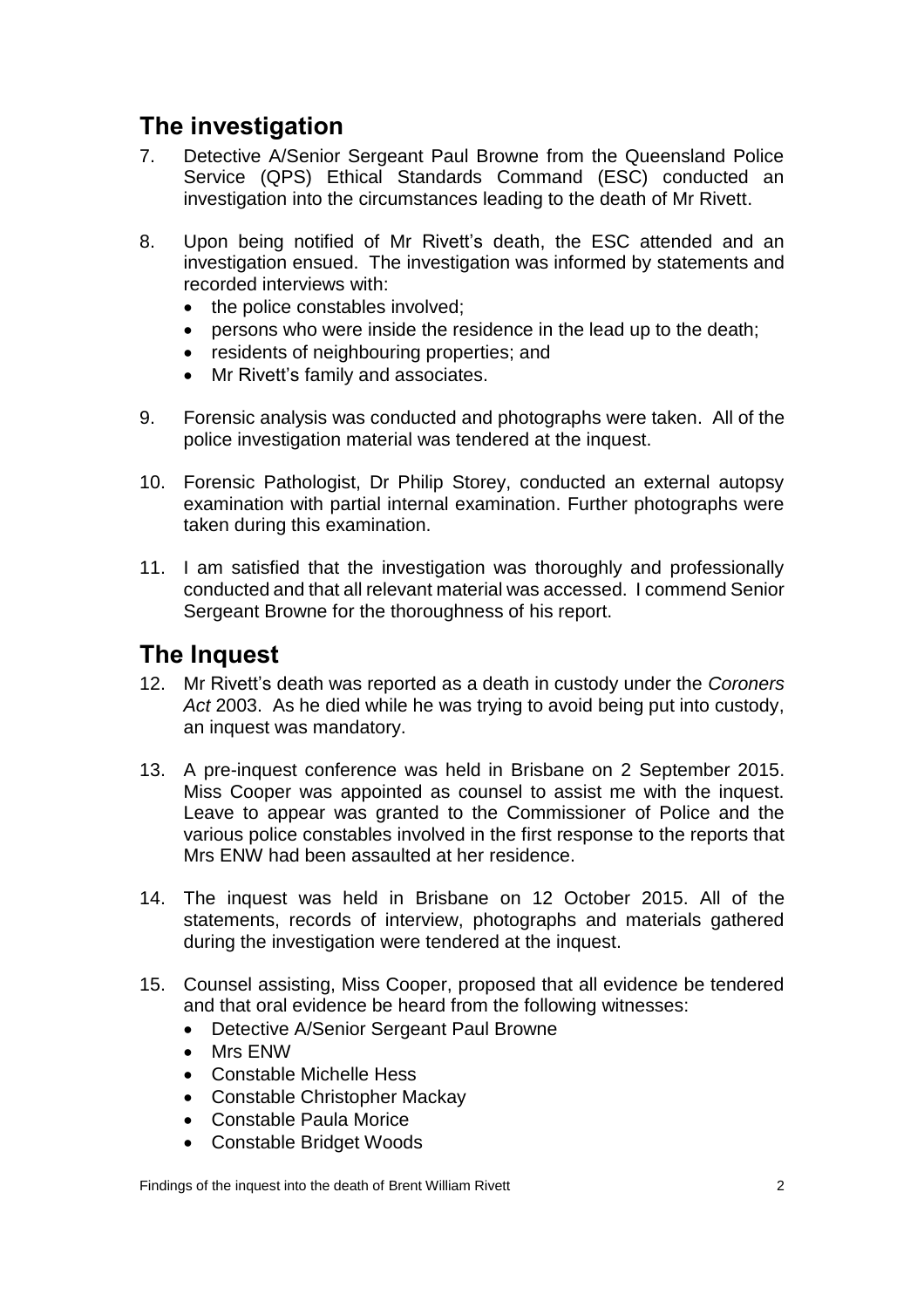## The investigation

7. Detective A/Senior Sergeant Paul Browne from the Queensland Police Service (QPS) Ethical Standards Command (ESC) conducted an investigation into the circumstances leading to the death of Mr Rivett.

8. Upon being notified of Mr Rivett's death, the ESC attended and an investigation ensued. The investigation was informed by statements and recorded interviews with:
   - the police constables involved;
   - persons who were inside the residence in the lead up to the death;
   - residents of neighbouring properties; and
   - Mr Rivett's family and associates.

9. Forensic analysis was conducted and photographs were taken. All of the police investigation material was tendered at the inquest.

10. Forensic Pathologist, Dr Philip Storey, conducted an external autopsy examination with partial internal examination. Further photographs were taken during this examination.

11. I am satisfied that the investigation was thoroughly and professionally conducted and that all relevant material was accessed. I commend Senior Sergeant Browne for the thoroughness of his report.

## The Inquest

12. Mr Rivett's death was reported as a death in custody under the *Coroners Act* 2003. As he died while he was trying to avoid being put into custody, an inquest was mandatory.

13. A pre-inquest conference was held in Brisbane on 2 September 2015. Miss Cooper was appointed as counsel to assist me with the inquest. Leave to appear was granted to the Commissioner of Police and the various police constables involved in the first response to the reports that Mrs ENW had been assaulted at her residence.

14. The inquest was held in Brisbane on 12 October 2015. All of the statements, records of interview, photographs and materials gathered during the investigation were tendered at the inquest.

15. Counsel assisting, Miss Cooper, proposed that all evidence be tendered and that oral evidence be heard from the following witnesses:
    - Detective A/Senior Sergeant Paul Browne
    - Mrs ENW
    - Constable Michelle Hess
    - Constable Christopher Mackay
    - Constable Paula Morice
    - Constable Bridget Woods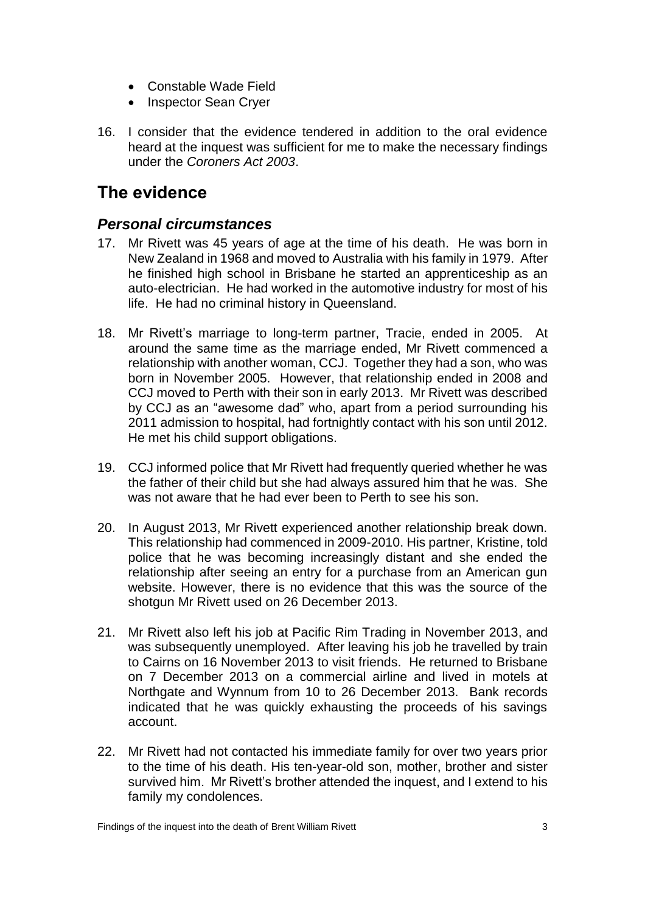- Constable Wade Field
- Inspector Sean Cryer

16. I consider that the evidence tendered in addition to the oral evidence heard at the inquest was sufficient for me to make the necessary findings under the *Coroners Act 2003*.

## The evidence

### *Personal circumstances*

17. Mr Rivett was 45 years of age at the time of his death. He was born in New Zealand in 1968 and moved to Australia with his family in 1979. After he finished high school in Brisbane he started an apprenticeship as an auto-electrician. He had worked in the automotive industry for most of his life. He had no criminal history in Queensland.

18. Mr Rivett's marriage to long-term partner, Tracie, ended in 2005. At around the same time as the marriage ended, Mr Rivett commenced a relationship with another woman, CCJ. Together they had a son, who was born in November 2005. However, that relationship ended in 2008 and CCJ moved to Perth with their son in early 2013. Mr Rivett was described by CCJ as an "awesome dad" who, apart from a period surrounding his 2011 admission to hospital, had fortnightly contact with his son until 2012. He met his child support obligations.

19. CCJ informed police that Mr Rivett had frequently queried whether he was the father of their child but she had always assured him that he was. She was not aware that he had ever been to Perth to see his son.

20. In August 2013, Mr Rivett experienced another relationship break down. This relationship had commenced in 2009-2010. His partner, Kristine, told police that he was becoming increasingly distant and she ended the relationship after seeing an entry for a purchase from an American gun website. However, there is no evidence that this was the source of the shotgun Mr Rivett used on 26 December 2013.

21. Mr Rivett also left his job at Pacific Rim Trading in November 2013, and was subsequently unemployed. After leaving his job he travelled by train to Cairns on 16 November 2013 to visit friends. He returned to Brisbane on 7 December 2013 on a commercial airline and lived in motels at Northgate and Wynnum from 10 to 26 December 2013. Bank records indicated that he was quickly exhausting the proceeds of his savings account.

22. Mr Rivett had not contacted his immediate family for over two years prior to the time of his death. His ten-year-old son, mother, brother and sister survived him. Mr Rivett's brother attended the inquest, and I extend to his family my condolences.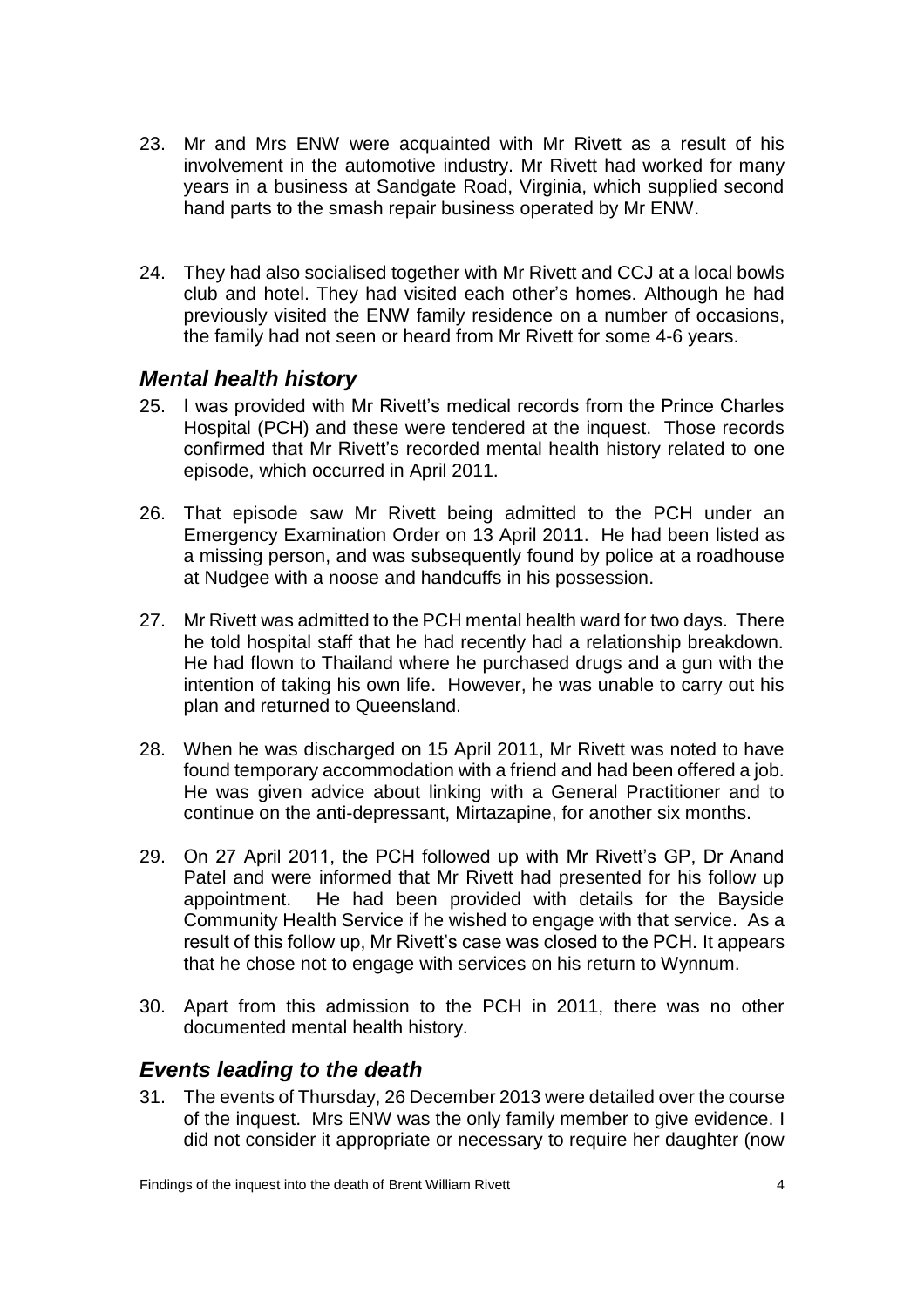23. Mr and Mrs ENW were acquainted with Mr Rivett as a result of his involvement in the automotive industry. Mr Rivett had worked for many years in a business at Sandgate Road, Virginia, which supplied second hand parts to the smash repair business operated by Mr ENW.

24. They had also socialised together with Mr Rivett and CCJ at a local bowls club and hotel. They had visited each other's homes. Although he had previously visited the ENW family residence on a number of occasions, the family had not seen or heard from Mr Rivett for some 4-6 years.

## *Mental health history*

25. I was provided with Mr Rivett's medical records from the Prince Charles Hospital (PCH) and these were tendered at the inquest. Those records confirmed that Mr Rivett's recorded mental health history related to one episode, which occurred in April 2011.

26. That episode saw Mr Rivett being admitted to the PCH under an Emergency Examination Order on 13 April 2011. He had been listed as a missing person, and was subsequently found by police at a roadhouse at Nudgee with a noose and handcuffs in his possession.

27. Mr Rivett was admitted to the PCH mental health ward for two days. There he told hospital staff that he had recently had a relationship breakdown. He had flown to Thailand where he purchased drugs and a gun with the intention of taking his own life. However, he was unable to carry out his plan and returned to Queensland.

28. When he was discharged on 15 April 2011, Mr Rivett was noted to have found temporary accommodation with a friend and had been offered a job. He was given advice about linking with a General Practitioner and to continue on the anti-depressant, Mirtazapine, for another six months.

29. On 27 April 2011, the PCH followed up with Mr Rivett's GP, Dr Anand Patel and were informed that Mr Rivett had presented for his follow up appointment. He had been provided with details for the Bayside Community Health Service if he wished to engage with that service. As a result of this follow up, Mr Rivett's case was closed to the PCH. It appears that he chose not to engage with services on his return to Wynnum.

30. Apart from this admission to the PCH in 2011, there was no other documented mental health history.

## *Events leading to the death*

31. The events of Thursday, 26 December 2013 were detailed over the course of the inquest. Mrs ENW was the only family member to give evidence. I did not consider it appropriate or necessary to require her daughter (now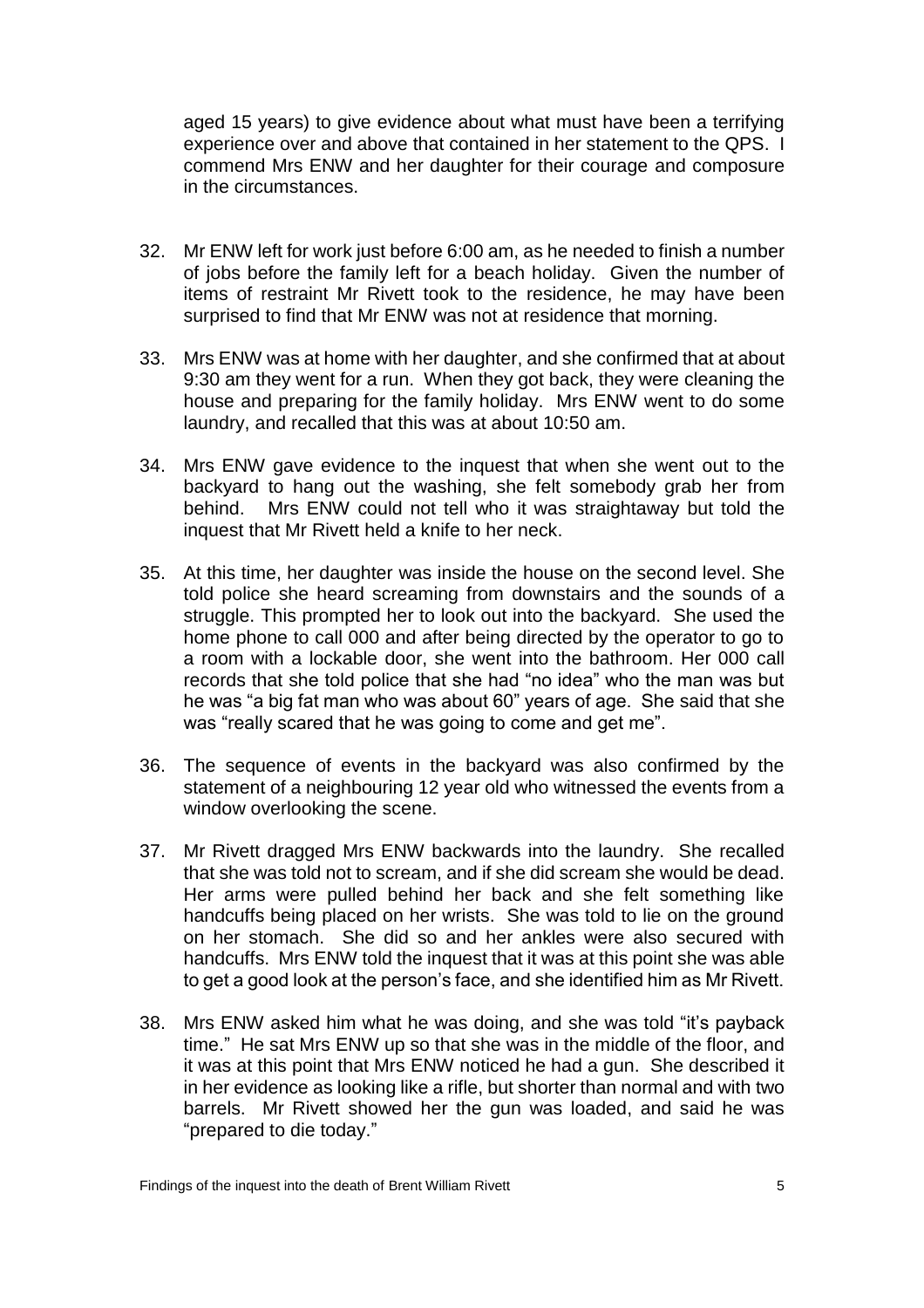aged 15 years) to give evidence about what must have been a terrifying experience over and above that contained in her statement to the QPS. I commend Mrs ENW and her daughter for their courage and composure in the circumstances.

32. Mr ENW left for work just before 6:00 am, as he needed to finish a number of jobs before the family left for a beach holiday. Given the number of items of restraint Mr Rivett took to the residence, he may have been surprised to find that Mr ENW was not at residence that morning.

33. Mrs ENW was at home with her daughter, and she confirmed that at about 9:30 am they went for a run. When they got back, they were cleaning the house and preparing for the family holiday. Mrs ENW went to do some laundry, and recalled that this was at about 10:50 am.

34. Mrs ENW gave evidence to the inquest that when she went out to the backyard to hang out the washing, she felt somebody grab her from behind. Mrs ENW could not tell who it was straightaway but told the inquest that Mr Rivett held a knife to her neck.

35. At this time, her daughter was inside the house on the second level. She told police she heard screaming from downstairs and the sounds of a struggle. This prompted her to look out into the backyard. She used the home phone to call 000 and after being directed by the operator to go to a room with a lockable door, she went into the bathroom. Her 000 call records that she told police that she had "no idea" who the man was but he was "a big fat man who was about 60" years of age. She said that she was "really scared that he was going to come and get me".

36. The sequence of events in the backyard was also confirmed by the statement of a neighbouring 12 year old who witnessed the events from a window overlooking the scene.

37. Mr Rivett dragged Mrs ENW backwards into the laundry. She recalled that she was told not to scream, and if she did scream she would be dead. Her arms were pulled behind her back and she felt something like handcuffs being placed on her wrists. She was told to lie on the ground on her stomach. She did so and her ankles were also secured with handcuffs. Mrs ENW told the inquest that it was at this point she was able to get a good look at the person's face, and she identified him as Mr Rivett.

38. Mrs ENW asked him what he was doing, and she was told "it's payback time." He sat Mrs ENW up so that she was in the middle of the floor, and it was at this point that Mrs ENW noticed he had a gun. She described it in her evidence as looking like a rifle, but shorter than normal and with two barrels. Mr Rivett showed her the gun was loaded, and said he was "prepared to die today."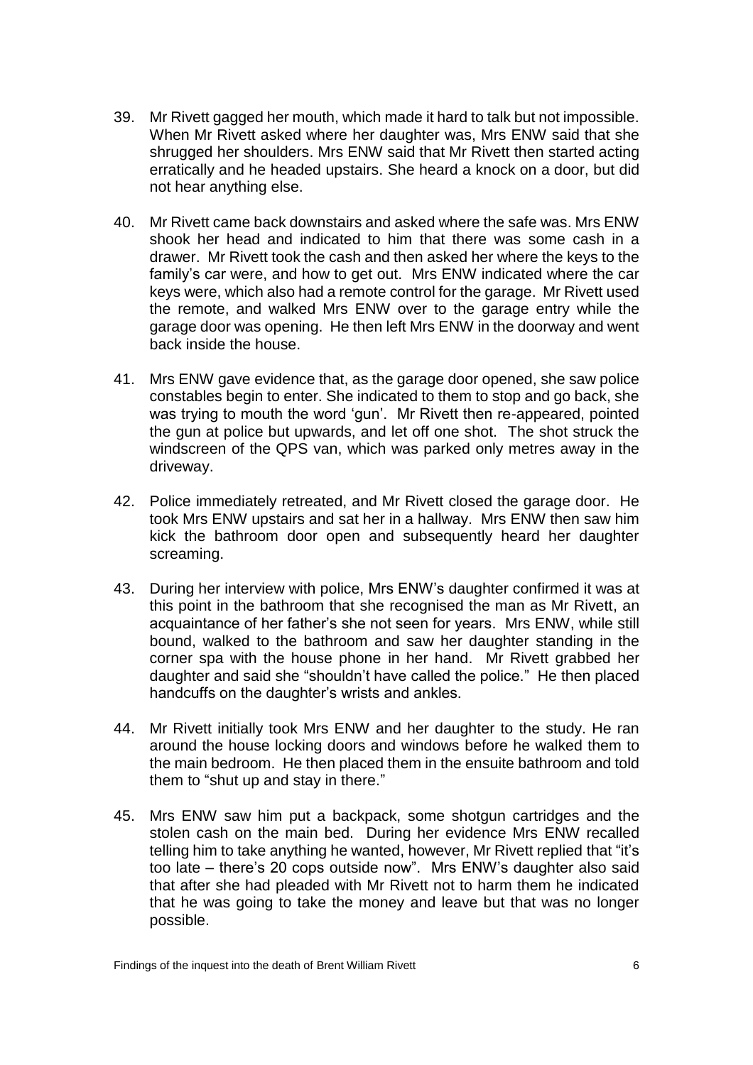39. Mr Rivett gagged her mouth, which made it hard to talk but not impossible. When Mr Rivett asked where her daughter was, Mrs ENW said that she shrugged her shoulders. Mrs ENW said that Mr Rivett then started acting erratically and he headed upstairs. She heard a knock on a door, but did not hear anything else.

40. Mr Rivett came back downstairs and asked where the safe was. Mrs ENW shook her head and indicated to him that there was some cash in a drawer. Mr Rivett took the cash and then asked her where the keys to the family's car were, and how to get out. Mrs ENW indicated where the car keys were, which also had a remote control for the garage. Mr Rivett used the remote, and walked Mrs ENW over to the garage entry while the garage door was opening. He then left Mrs ENW in the doorway and went back inside the house.

41. Mrs ENW gave evidence that, as the garage door opened, she saw police constables begin to enter. She indicated to them to stop and go back, she was trying to mouth the word 'gun'. Mr Rivett then re-appeared, pointed the gun at police but upwards, and let off one shot. The shot struck the windscreen of the QPS van, which was parked only metres away in the driveway.

42. Police immediately retreated, and Mr Rivett closed the garage door. He took Mrs ENW upstairs and sat her in a hallway. Mrs ENW then saw him kick the bathroom door open and subsequently heard her daughter screaming.

43. During her interview with police, Mrs ENW's daughter confirmed it was at this point in the bathroom that she recognised the man as Mr Rivett, an acquaintance of her father's she not seen for years. Mrs ENW, while still bound, walked to the bathroom and saw her daughter standing in the corner spa with the house phone in her hand. Mr Rivett grabbed her daughter and said she "shouldn't have called the police." He then placed handcuffs on the daughter's wrists and ankles.

44. Mr Rivett initially took Mrs ENW and her daughter to the study. He ran around the house locking doors and windows before he walked them to the main bedroom. He then placed them in the ensuite bathroom and told them to "shut up and stay in there."

45. Mrs ENW saw him put a backpack, some shotgun cartridges and the stolen cash on the main bed. During her evidence Mrs ENW recalled telling him to take anything he wanted, however, Mr Rivett replied that "it's too late – there's 20 cops outside now". Mrs ENW's daughter also said that after she had pleaded with Mr Rivett not to harm them he indicated that he was going to take the money and leave but that was no longer possible.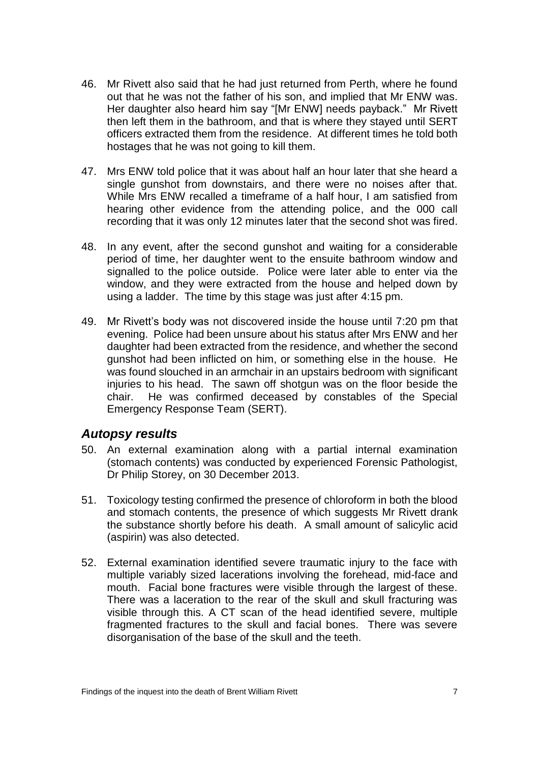46. Mr Rivett also said that he had just returned from Perth, where he found out that he was not the father of his son, and implied that Mr ENW was. Her daughter also heard him say "[Mr ENW] needs payback." Mr Rivett then left them in the bathroom, and that is where they stayed until SERT officers extracted them from the residence. At different times he told both hostages that he was not going to kill them.

47. Mrs ENW told police that it was about half an hour later that she heard a single gunshot from downstairs, and there were no noises after that. While Mrs ENW recalled a timeframe of a half hour, I am satisfied from hearing other evidence from the attending police, and the 000 call recording that it was only 12 minutes later that the second shot was fired.

48. In any event, after the second gunshot and waiting for a considerable period of time, her daughter went to the ensuite bathroom window and signalled to the police outside. Police were later able to enter via the window, and they were extracted from the house and helped down by using a ladder. The time by this stage was just after 4:15 pm.

49. Mr Rivett's body was not discovered inside the house until 7:20 pm that evening. Police had been unsure about his status after Mrs ENW and her daughter had been extracted from the residence, and whether the second gunshot had been inflicted on him, or something else in the house. He was found slouched in an armchair in an upstairs bedroom with significant injuries to his head. The sawn off shotgun was on the floor beside the chair. He was confirmed deceased by constables of the Special Emergency Response Team (SERT).

## *Autopsy results*

50. An external examination along with a partial internal examination (stomach contents) was conducted by experienced Forensic Pathologist, Dr Philip Storey, on 30 December 2013.

51. Toxicology testing confirmed the presence of chloroform in both the blood and stomach contents, the presence of which suggests Mr Rivett drank the substance shortly before his death. A small amount of salicylic acid (aspirin) was also detected.

52. External examination identified severe traumatic injury to the face with multiple variably sized lacerations involving the forehead, mid-face and mouth. Facial bone fractures were visible through the largest of these. There was a laceration to the rear of the skull and skull fracturing was visible through this. A CT scan of the head identified severe, multiple fragmented fractures to the skull and facial bones. There was severe disorganisation of the base of the skull and the teeth.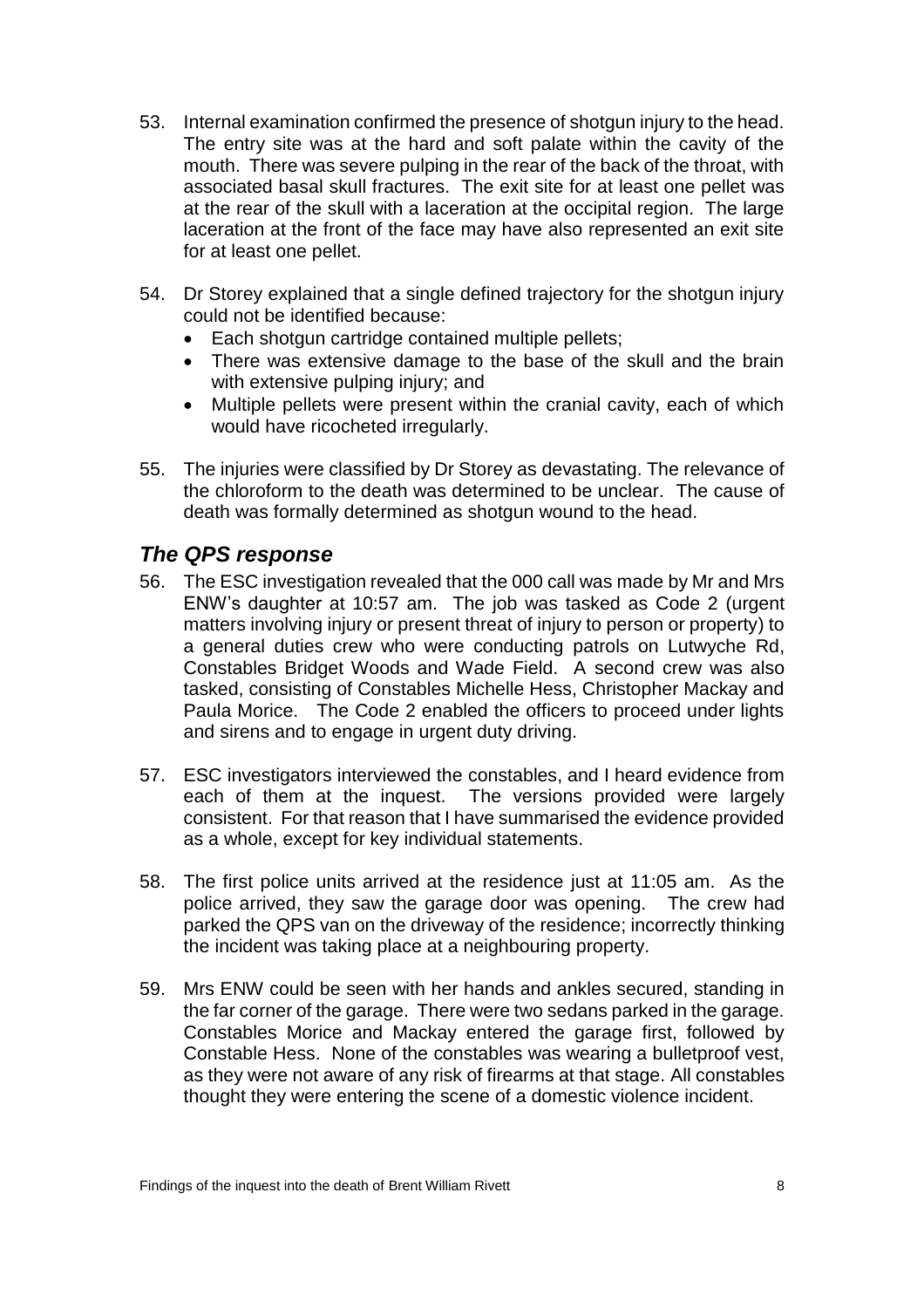53. Internal examination confirmed the presence of shotgun injury to the head. The entry site was at the hard and soft palate within the cavity of the mouth. There was severe pulping in the rear of the back of the throat, with associated basal skull fractures. The exit site for at least one pellet was at the rear of the skull with a laceration at the occipital region. The large laceration at the front of the face may have also represented an exit site for at least one pellet.

54. Dr Storey explained that a single defined trajectory for the shotgun injury could not be identified because:
    - Each shotgun cartridge contained multiple pellets;
    - There was extensive damage to the base of the skull and the brain with extensive pulping injury; and
    - Multiple pellets were present within the cranial cavity, each of which would have ricocheted irregularly.

55. The injuries were classified by Dr Storey as devastating. The relevance of the chloroform to the death was determined to be unclear. The cause of death was formally determined as shotgun wound to the head.

## *The QPS response*

56. The ESC investigation revealed that the 000 call was made by Mr and Mrs ENW's daughter at 10:57 am. The job was tasked as Code 2 (urgent matters involving injury or present threat of injury to person or property) to a general duties crew who were conducting patrols on Lutwyche Rd, Constables Bridget Woods and Wade Field. A second crew was also tasked, consisting of Constables Michelle Hess, Christopher Mackay and Paula Morice. The Code 2 enabled the officers to proceed under lights and sirens and to engage in urgent duty driving.

57. ESC investigators interviewed the constables, and I heard evidence from each of them at the inquest. The versions provided were largely consistent. For that reason that I have summarised the evidence provided as a whole, except for key individual statements.

58. The first police units arrived at the residence just at 11:05 am. As the police arrived, they saw the garage door was opening. The crew had parked the QPS van on the driveway of the residence; incorrectly thinking the incident was taking place at a neighbouring property.

59. Mrs ENW could be seen with her hands and ankles secured, standing in the far corner of the garage. There were two sedans parked in the garage. Constables Morice and Mackay entered the garage first, followed by Constable Hess. None of the constables was wearing a bulletproof vest, as they were not aware of any risk of firearms at that stage. All constables thought they were entering the scene of a domestic violence incident.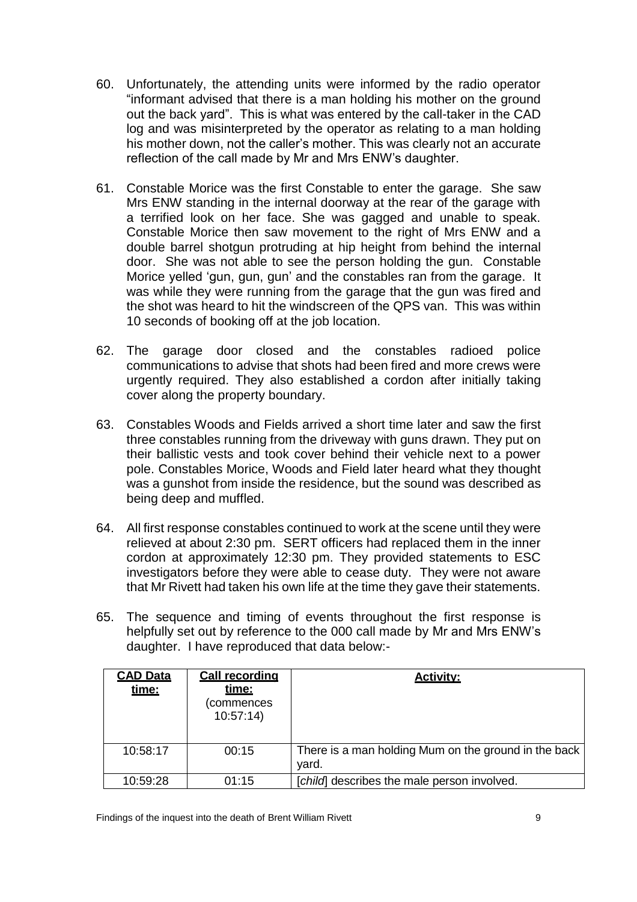60. Unfortunately, the attending units were informed by the radio operator "informant advised that there is a man holding his mother on the ground out the back yard". This is what was entered by the call-taker in the CAD log and was misinterpreted by the operator as relating to a man holding his mother down, not the caller's mother. This was clearly not an accurate reflection of the call made by Mr and Mrs ENW's daughter.

61. Constable Morice was the first Constable to enter the garage. She saw Mrs ENW standing in the internal doorway at the rear of the garage with a terrified look on her face. She was gagged and unable to speak. Constable Morice then saw movement to the right of Mrs ENW and a double barrel shotgun protruding at hip height from behind the internal door. She was not able to see the person holding the gun. Constable Morice yelled 'gun, gun, gun' and the constables ran from the garage. It was while they were running from the garage that the gun was fired and the shot was heard to hit the windscreen of the QPS van. This was within 10 seconds of booking off at the job location.

62. The garage door closed and the constables radioed police communications to advise that shots had been fired and more crews were urgently required. They also established a cordon after initially taking cover along the property boundary.

63. Constables Woods and Fields arrived a short time later and saw the first three constables running from the driveway with guns drawn. They put on their ballistic vests and took cover behind their vehicle next to a power pole. Constables Morice, Woods and Field later heard what they thought was a gunshot from inside the residence, but the sound was described as being deep and muffled.

64. All first response constables continued to work at the scene until they were relieved at about 2:30 pm. SERT officers had replaced them in the inner cordon at approximately 12:30 pm. They provided statements to ESC investigators before they were able to cease duty. They were not aware that Mr Rivett had taken his own life at the time they gave their statements.

65. The sequence and timing of events throughout the first response is helpfully set out by reference to the 000 call made by Mr and Mrs ENW's daughter. I have reproduced that data below:-

| **CAD Data time:** | **Call recording time:** (commences 10:57:14) | **Activity:** |
|---|---|---|
| 10:58:17 | 00:15 | There is a man holding Mum on the ground in the back yard. |
| 10:59:28 | 01:15 | [*child*] describes the male person involved. |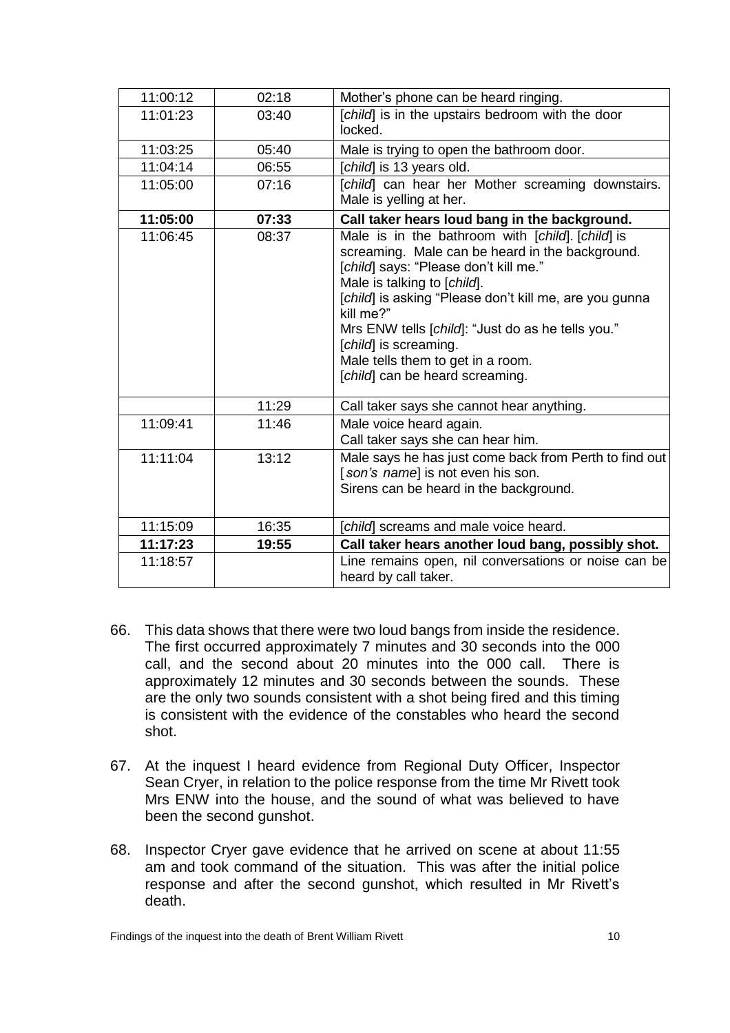| | | |
|---|---|---|
| 11:00:12 | 02:18 | Mother's phone can be heard ringing. |
| 11:01:23 | 03:40 | [*child*] is in the upstairs bedroom with the door locked. |
| 11:03:25 | 05:40 | Male is trying to open the bathroom door. |
| 11:04:14 | 06:55 | [*child*] is 13 years old. |
| 11:05:00 | 07:16 | [*child*] can hear her Mother screaming downstairs. Male is yelling at her. |
| **11:05:00** | **07:33** | **Call taker hears loud bang in the background.** |
| 11:06:45 | 08:37 | Male is in the bathroom with [*child*]. [*child*] is screaming. Male can be heard in the background.<br>[*child*] says: "Please don't kill me."<br>Male is talking to [*child*].<br>[*child*] is asking "Please don't kill me, are you gunna kill me?"<br>Mrs ENW tells [*child*]: "Just do as he tells you."<br>[*child*] is screaming.<br>Male tells them to get in a room.<br>[*child*] can be heard screaming. |
| | 11:29 | Call taker says she cannot hear anything. |
| 11:09:41 | 11:46 | Male voice heard again.<br>Call taker says she can hear him. |
| 11:11:04 | 13:12 | Male says he has just come back from Perth to find out [*son's name*] is not even his son.<br>Sirens can be heard in the background. |
| 11:15:09 | 16:35 | [*child*] screams and male voice heard. |
| **11:17:23** | **19:55** | **Call taker hears another loud bang, possibly shot.** |
| 11:18:57 | | Line remains open, nil conversations or noise can be heard by call taker. |

66. This data shows that there were two loud bangs from inside the residence. The first occurred approximately 7 minutes and 30 seconds into the 000 call, and the second about 20 minutes into the 000 call. There is approximately 12 minutes and 30 seconds between the sounds. These are the only two sounds consistent with a shot being fired and this timing is consistent with the evidence of the constables who heard the second shot.

67. At the inquest I heard evidence from Regional Duty Officer, Inspector Sean Cryer, in relation to the police response from the time Mr Rivett took Mrs ENW into the house, and the sound of what was believed to have been the second gunshot.

68. Inspector Cryer gave evidence that he arrived on scene at about 11:55 am and took command of the situation. This was after the initial police response and after the second gunshot, which resulted in Mr Rivett's death.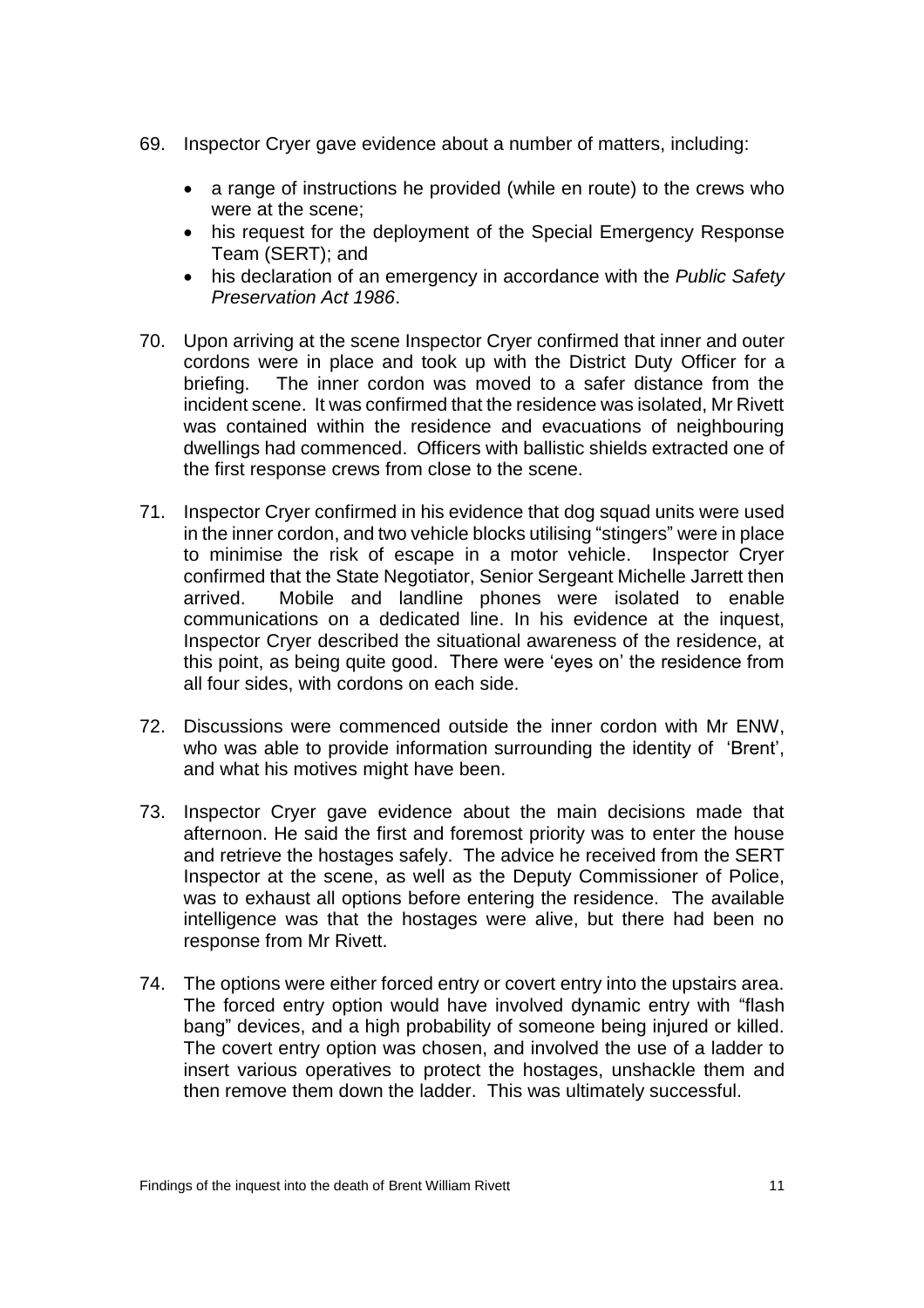69. Inspector Cryer gave evidence about a number of matters, including:

    - a range of instructions he provided (while en route) to the crews who were at the scene;
    - his request for the deployment of the Special Emergency Response Team (SERT); and
    - his declaration of an emergency in accordance with the *Public Safety Preservation Act 1986*.

70. Upon arriving at the scene Inspector Cryer confirmed that inner and outer cordons were in place and took up with the District Duty Officer for a briefing. The inner cordon was moved to a safer distance from the incident scene. It was confirmed that the residence was isolated, Mr Rivett was contained within the residence and evacuations of neighbouring dwellings had commenced. Officers with ballistic shields extracted one of the first response crews from close to the scene.

71. Inspector Cryer confirmed in his evidence that dog squad units were used in the inner cordon, and two vehicle blocks utilising "stingers" were in place to minimise the risk of escape in a motor vehicle. Inspector Cryer confirmed that the State Negotiator, Senior Sergeant Michelle Jarrett then arrived. Mobile and landline phones were isolated to enable communications on a dedicated line. In his evidence at the inquest, Inspector Cryer described the situational awareness of the residence, at this point, as being quite good. There were 'eyes on' the residence from all four sides, with cordons on each side.

72. Discussions were commenced outside the inner cordon with Mr ENW, who was able to provide information surrounding the identity of 'Brent', and what his motives might have been.

73. Inspector Cryer gave evidence about the main decisions made that afternoon. He said the first and foremost priority was to enter the house and retrieve the hostages safely. The advice he received from the SERT Inspector at the scene, as well as the Deputy Commissioner of Police, was to exhaust all options before entering the residence. The available intelligence was that the hostages were alive, but there had been no response from Mr Rivett.

74. The options were either forced entry or covert entry into the upstairs area. The forced entry option would have involved dynamic entry with "flash bang" devices, and a high probability of someone being injured or killed. The covert entry option was chosen, and involved the use of a ladder to insert various operatives to protect the hostages, unshackle them and then remove them down the ladder. This was ultimately successful.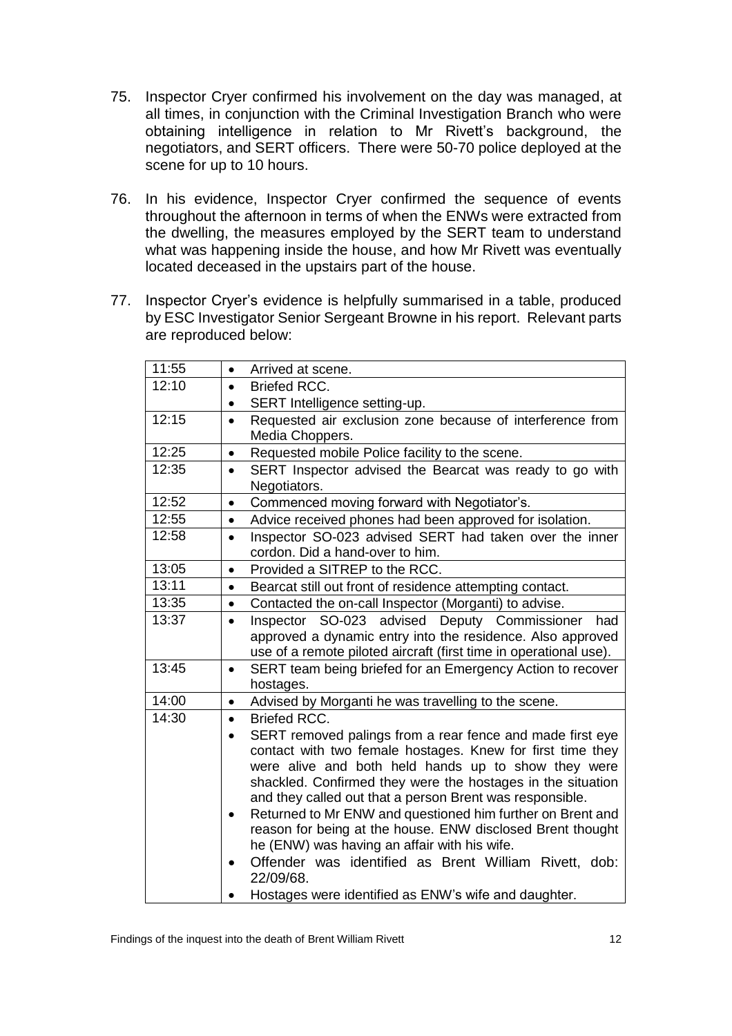75. Inspector Cryer confirmed his involvement on the day was managed, at all times, in conjunction with the Criminal Investigation Branch who were obtaining intelligence in relation to Mr Rivett's background, the negotiators, and SERT officers. There were 50-70 police deployed at the scene for up to 10 hours.

76. In his evidence, Inspector Cryer confirmed the sequence of events throughout the afternoon in terms of when the ENWs were extracted from the dwelling, the measures employed by the SERT team to understand what was happening inside the house, and how Mr Rivett was eventually located deceased in the upstairs part of the house.

77. Inspector Cryer's evidence is helpfully summarised in a table, produced by ESC Investigator Senior Sergeant Browne in his report. Relevant parts are reproduced below:

| | |
|---|---|
| 11:55 | • Arrived at scene. |
| 12:10 | • Briefed RCC.<br>• SERT Intelligence setting-up. |
| 12:15 | • Requested air exclusion zone because of interference from Media Choppers. |
| 12:25 | • Requested mobile Police facility to the scene. |
| 12:35 | • SERT Inspector advised the Bearcat was ready to go with Negotiators. |
| 12:52 | • Commenced moving forward with Negotiator's. |
| 12:55 | • Advice received phones had been approved for isolation. |
| 12:58 | • Inspector SO-023 advised SERT had taken over the inner cordon. Did a hand-over to him. |
| 13:05 | • Provided a SITREP to the RCC. |
| 13:11 | • Bearcat still out front of residence attempting contact. |
| 13:35 | • Contacted the on-call Inspector (Morganti) to advise. |
| 13:37 | • Inspector SO-023 advised Deputy Commissioner had approved a dynamic entry into the residence. Also approved use of a remote piloted aircraft (first time in operational use). |
| 13:45 | • SERT team being briefed for an Emergency Action to recover hostages. |
| 14:00 | • Advised by Morganti he was travelling to the scene. |
| 14:30 | • Briefed RCC.<br>• SERT removed palings from a rear fence and made first eye contact with two female hostages. Knew for first time they were alive and both held hands up to show they were shackled. Confirmed they were the hostages in the situation and they called out that a person Brent was responsible.<br>• Returned to Mr ENW and questioned him further on Brent and reason for being at the house. ENW disclosed Brent thought he (ENW) was having an affair with his wife.<br>• Offender was identified as Brent William Rivett, dob: 22/09/68.<br>• Hostages were identified as ENW's wife and daughter. |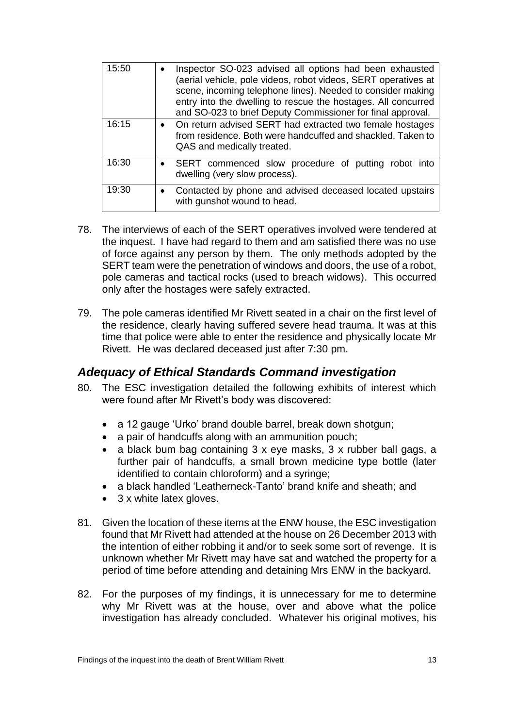| | |
|---|---|
| 15:50 | • Inspector SO-023 advised all options had been exhausted (aerial vehicle, pole videos, robot videos, SERT operatives at scene, incoming telephone lines). Needed to consider making entry into the dwelling to rescue the hostages. All concurred and SO-023 to brief Deputy Commissioner for final approval. |
| 16:15 | • On return advised SERT had extracted two female hostages from residence. Both were handcuffed and shackled. Taken to QAS and medically treated. |
| 16:30 | • SERT commenced slow procedure of putting robot into dwelling (very slow process). |
| 19:30 | • Contacted by phone and advised deceased located upstairs with gunshot wound to head. |

78. The interviews of each of the SERT operatives involved were tendered at the inquest. I have had regard to them and am satisfied there was no use of force against any person by them. The only methods adopted by the SERT team were the penetration of windows and doors, the use of a robot, pole cameras and tactical rocks (used to breach widows). This occurred only after the hostages were safely extracted.

79. The pole cameras identified Mr Rivett seated in a chair on the first level of the residence, clearly having suffered severe head trauma. It was at this time that police were able to enter the residence and physically locate Mr Rivett. He was declared deceased just after 7:30 pm.

## *Adequacy of Ethical Standards Command investigation*

80. The ESC investigation detailed the following exhibits of interest which were found after Mr Rivett's body was discovered:

    - a 12 gauge 'Urko' brand double barrel, break down shotgun;
    - a pair of handcuffs along with an ammunition pouch;
    - a black bum bag containing 3 x eye masks, 3 x rubber ball gags, a further pair of handcuffs, a small brown medicine type bottle (later identified to contain chloroform) and a syringe;
    - a black handled 'Leatherneck-Tanto' brand knife and sheath; and
    - 3 x white latex gloves.

81. Given the location of these items at the ENW house, the ESC investigation found that Mr Rivett had attended at the house on 26 December 2013 with the intention of either robbing it and/or to seek some sort of revenge. It is unknown whether Mr Rivett may have sat and watched the property for a period of time before attending and detaining Mrs ENW in the backyard.

82. For the purposes of my findings, it is unnecessary for me to determine why Mr Rivett was at the house, over and above what the police investigation has already concluded. Whatever his original motives, his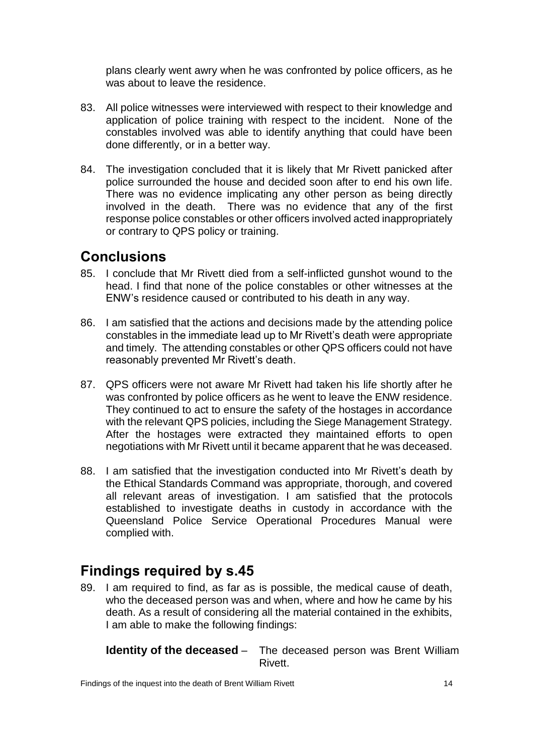plans clearly went awry when he was confronted by police officers, as he was about to leave the residence.

83. All police witnesses were interviewed with respect to their knowledge and application of police training with respect to the incident. None of the constables involved was able to identify anything that could have been done differently, or in a better way.

84. The investigation concluded that it is likely that Mr Rivett panicked after police surrounded the house and decided soon after to end his own life. There was no evidence implicating any other person as being directly involved in the death. There was no evidence that any of the first response police constables or other officers involved acted inappropriately or contrary to QPS policy or training.

## Conclusions

85. I conclude that Mr Rivett died from a self-inflicted gunshot wound to the head. I find that none of the police constables or other witnesses at the ENW's residence caused or contributed to his death in any way.

86. I am satisfied that the actions and decisions made by the attending police constables in the immediate lead up to Mr Rivett's death were appropriate and timely. The attending constables or other QPS officers could not have reasonably prevented Mr Rivett's death.

87. QPS officers were not aware Mr Rivett had taken his life shortly after he was confronted by police officers as he went to leave the ENW residence. They continued to act to ensure the safety of the hostages in accordance with the relevant QPS policies, including the Siege Management Strategy. After the hostages were extracted they maintained efforts to open negotiations with Mr Rivett until it became apparent that he was deceased.

88. I am satisfied that the investigation conducted into Mr Rivett's death by the Ethical Standards Command was appropriate, thorough, and covered all relevant areas of investigation. I am satisfied that the protocols established to investigate deaths in custody in accordance with the Queensland Police Service Operational Procedures Manual were complied with.

## Findings required by s.45

89. I am required to find, as far as is possible, the medical cause of death, who the deceased person was and when, where and how he came by his death. As a result of considering all the material contained in the exhibits, I am able to make the following findings:

**Identity of the deceased** – The deceased person was Brent William Rivett.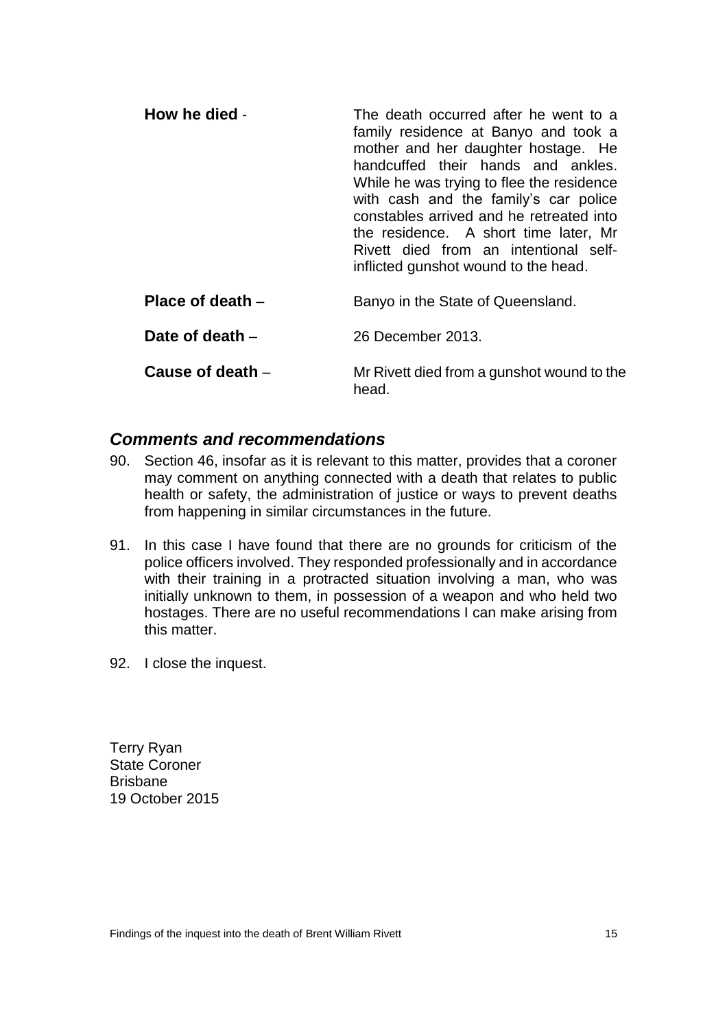| | |
|---|---|
| **How he died** - | The death occurred after he went to a family residence at Banyo and took a mother and her daughter hostage. He handcuffed their hands and ankles. While he was trying to flee the residence with cash and the family's car police constables arrived and he retreated into the residence. A short time later, Mr Rivett died from an intentional self-inflicted gunshot wound to the head. |
| **Place of death** – | Banyo in the State of Queensland. |
| **Date of death** – | 26 December 2013. |
| **Cause of death** – | Mr Rivett died from a gunshot wound to the head. |

## *Comments and recommendations*

90. Section 46, insofar as it is relevant to this matter, provides that a coroner may comment on anything connected with a death that relates to public health or safety, the administration of justice or ways to prevent deaths from happening in similar circumstances in the future.

91. In this case I have found that there are no grounds for criticism of the police officers involved. They responded professionally and in accordance with their training in a protracted situation involving a man, who was initially unknown to them, in possession of a weapon and who held two hostages. There are no useful recommendations I can make arising from this matter.

92. I close the inquest.

Terry Ryan
State Coroner
Brisbane
19 October 2015